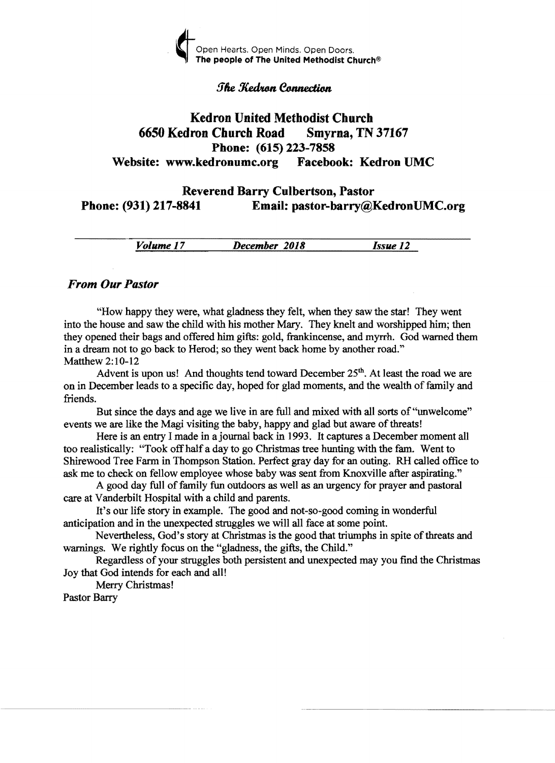Open Hearts. Open Minds. Open Doors.
**The people of The United Methodist Church®**

*The Kedron Connection*

# Kedron United Methodist Church

**6650 Kedron Church Road Smyrna, TN 37167**

**Phone: (615) 223-7858**

**Website: www.kedronumc.org Facebook: Kedron UMC**

**Reverend Barry Culbertson, Pastor**

**Phone: (931) 217-8841 Email: pastor-barry@KedronUMC.org**

***Volume 17*** ***December 2018*** ***Issue 12***

## *From Our Pastor*

"How happy they were, what gladness they felt, when they saw the star! They went into the house and saw the child with his mother Mary. They knelt and worshipped him; then they opened their bags and offered him gifts: gold, frankincense, and myrrh. God warned them in a dream not to go back to Herod; so they went back home by another road."
Matthew 2:10-12

Advent is upon us! And thoughts tend toward December 25th. At least the road we are on in December leads to a specific day, hoped for glad moments, and the wealth of family and friends.

But since the days and age we live in are full and mixed with all sorts of "unwelcome" events we are like the Magi visiting the baby, happy and glad but aware of threats!

Here is an entry I made in a journal back in 1993. It captures a December moment all too realistically: "Took off half a day to go Christmas tree hunting with the fam. Went to Shirewood Tree Farm in Thompson Station. Perfect gray day for an outing. RH called office to ask me to check on fellow employee whose baby was sent from Knoxville after aspirating."

A good day full of family fun outdoors as well as an urgency for prayer and pastoral care at Vanderbilt Hospital with a child and parents.

It's our life story in example. The good and not-so-good coming in wonderful anticipation and in the unexpected struggles we will all face at some point.

Nevertheless, God's story at Christmas is the good that triumphs in spite of threats and warnings. We rightly focus on the "gladness, the gifts, the Child."

Regardless of your struggles both persistent and unexpected may you find the Christmas Joy that God intends for each and all!

Merry Christmas!

Pastor Barry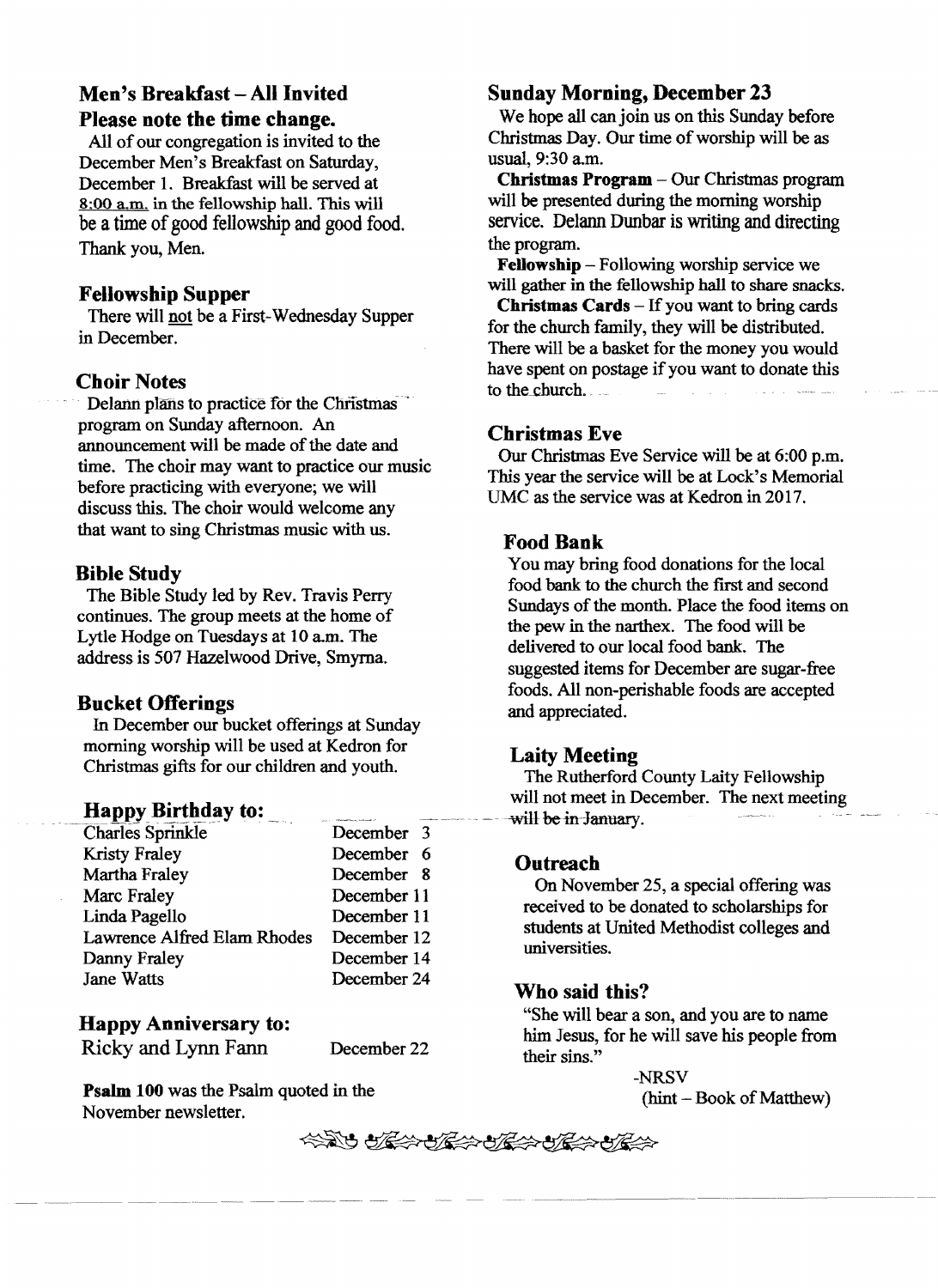## Men's Breakfast – All Invited

**Please note the time change.**

All of our congregation is invited to the December Men's Breakfast on Saturday, December 1. Breakfast will be served at 8:00 a.m. in the fellowship hall. This will be a time of good fellowship and good food. Thank you, Men.

## Fellowship Supper

There will not be a First-Wednesday Supper in December.

## Choir Notes

Delann plans to practice for the Christmas program on Sunday afternoon. An announcement will be made of the date and time. The choir may want to practice our music before practicing with everyone; we will discuss this. The choir would welcome any that want to sing Christmas music with us.

## Bible Study

The Bible Study led by Rev. Travis Perry continues. The group meets at the home of Lytle Hodge on Tuesdays at 10 a.m. The address is 507 Hazelwood Drive, Smyrna.

## Bucket Offerings

In December our bucket offerings at Sunday morning worship will be used at Kedron for Christmas gifts for our children and youth.

## Happy Birthday to:

| | |
|---|---|
| Charles Sprinkle | December 3 |
| Kristy Fraley | December 6 |
| Martha Fraley | December 8 |
| Marc Fraley | December 11 |
| Linda Pagello | December 11 |
| Lawrence Alfred Elam Rhodes | December 12 |
| Danny Fraley | December 14 |
| Jane Watts | December 24 |

## Happy Anniversary to:

Ricky and Lynn Fann — December 22

**Psalm 100** was the Psalm quoted in the November newsletter.

## Sunday Morning, December 23

We hope all can join us on this Sunday before Christmas Day. Our time of worship will be as usual, 9:30 a.m.

**Christmas Program** – Our Christmas program will be presented during the morning worship service. Delann Dunbar is writing and directing the program.

**Fellowship** – Following worship service we will gather in the fellowship hall to share snacks.

**Christmas Cards** – If you want to bring cards for the church family, they will be distributed. There will be a basket for the money you would have spent on postage if you want to donate this to the church.

## Christmas Eve

Our Christmas Eve Service will be at 6:00 p.m. This year the service will be at Lock's Memorial UMC as the service was at Kedron in 2017.

## Food Bank

You may bring food donations for the local food bank to the church the first and second Sundays of the month. Place the food items on the pew in the narthex. The food will be delivered to our local food bank. The suggested items for December are sugar-free foods. All non-perishable foods are accepted and appreciated.

## Laity Meeting

The Rutherford County Laity Fellowship will not meet in December. The next meeting will be in January.

## Outreach

On November 25, a special offering was received to be donated to scholarships for students at United Methodist colleges and universities.

## Who said this?

"She will bear a son, and you are to name him Jesus, for he will save his people from their sins."

-NRSV

(hint – Book of Matthew)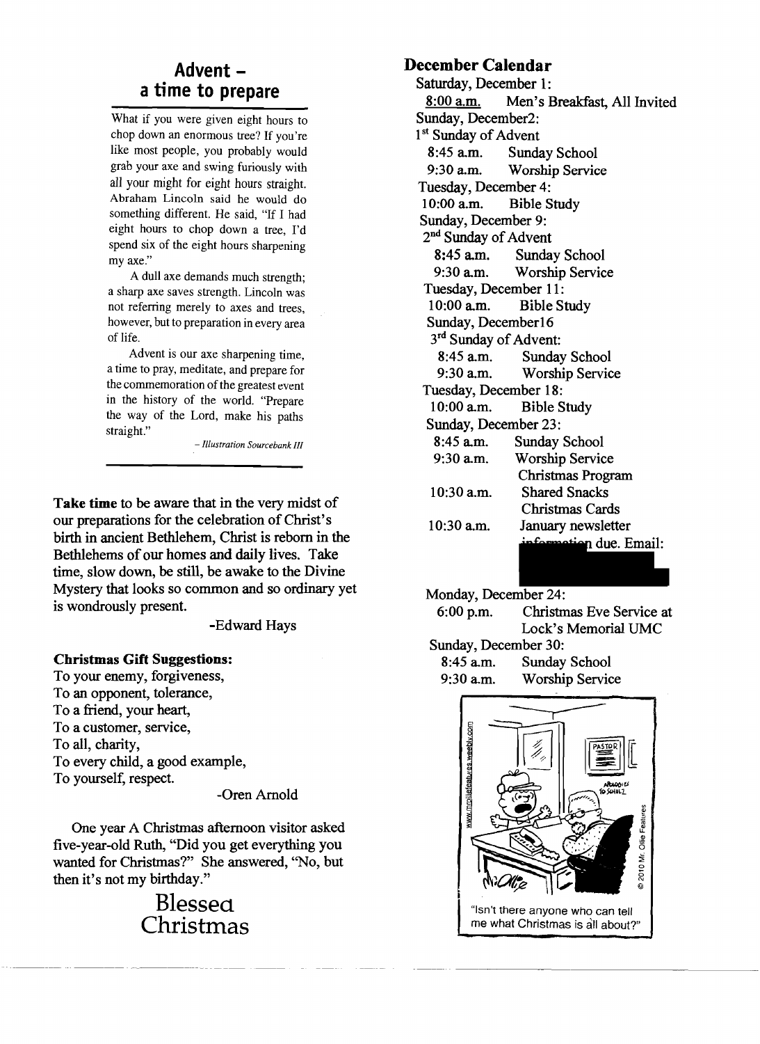## Advent – a time to prepare

What if you were given eight hours to chop down an enormous tree? If you're like most people, you probably would grab your axe and swing furiously with all your might for eight hours straight. Abraham Lincoln said he would do something different. He said, "If I had eight hours to chop down a tree, I'd spend six of the eight hours sharpening my axe."

A dull axe demands much strength; a sharp axe saves strength. Lincoln was not referring merely to axes and trees, however, but to preparation in every area of life.

Advent is our axe sharpening time, a time to pray, meditate, and prepare for the commemoration of the greatest event in the history of the world. "Prepare the way of the Lord, make his paths straight."

*– Illustration Sourcebank III*

**Take time** to be aware that in the very midst of our preparations for the celebration of Christ's birth in ancient Bethlehem, Christ is reborn in the Bethlehems of our homes and daily lives. Take time, slow down, be still, be awake to the Divine Mystery that looks so common and so ordinary yet is wondrously present.

-Edward Hays

**Christmas Gift Suggestions:**

To your enemy, forgiveness,
To an opponent, tolerance,
To a friend, your heart,
To a customer, service,
To all, charity,
To every child, a good example,
To yourself, respect.

-Oren Arnold

One year A Christmas afternoon visitor asked five-year-old Ruth, "Did you get everything you wanted for Christmas?" She answered, "No, but then it's not my birthday."

# Blessed Christmas

## December Calendar

Saturday, December 1:
8:00 a.m. Men's Breakfast, All Invited

Sunday, December2:
1st Sunday of Advent
8:45 a.m. Sunday School
9:30 a.m. Worship Service

Tuesday, December 4:
10:00 a.m. Bible Study

Sunday, December 9:
2nd Sunday of Advent
8:45 a.m. Sunday School
9:30 a.m. Worship Service

Tuesday, December 11:
10:00 a.m. Bible Study

Sunday, December16
3rd Sunday of Advent:
8:45 a.m. Sunday School
9:30 a.m. Worship Service

Tuesday, December 18:
10:00 a.m. Bible Study

Sunday, December 23:
8:45 a.m. Sunday School
9:30 a.m. Worship Service
Christmas Program
10:30 a.m. Shared Snacks
Christmas Cards
10:30 a.m. January newsletter information due. Email:

Monday, December 24:
6:00 p.m. Christmas Eve Service at Lock's Memorial UMC

Sunday, December 30:
8:45 a.m. Sunday School
9:30 a.m. Worship Service

"Isn't there anyone who can tell me what Christmas is all about?"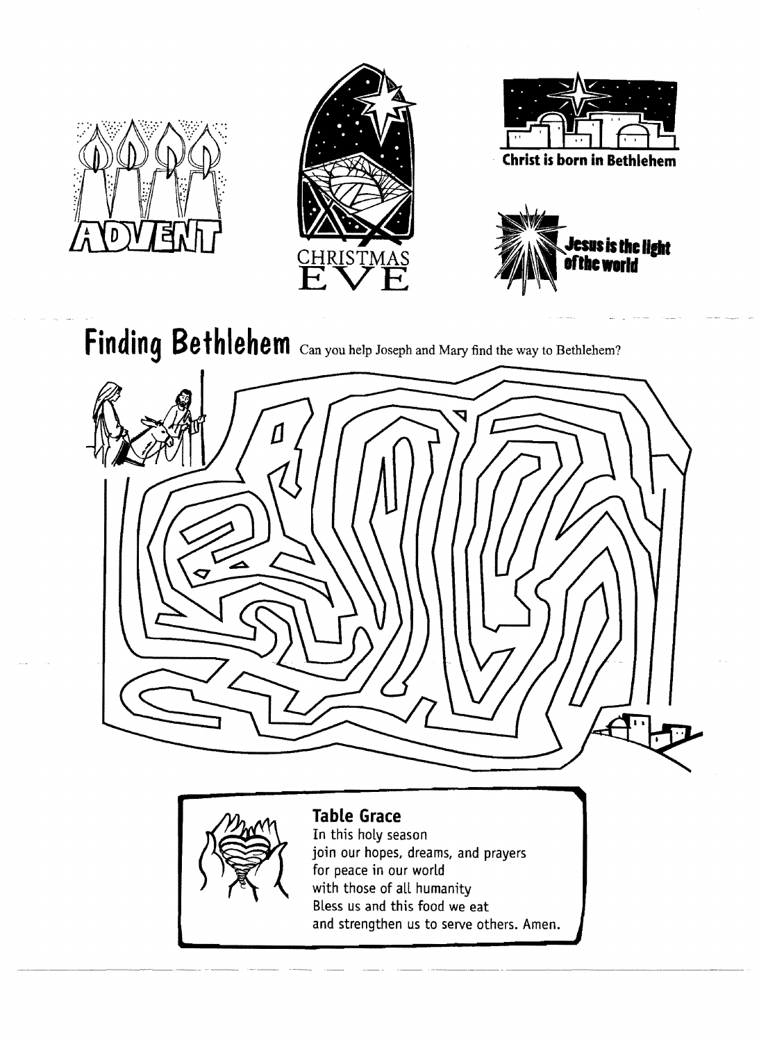ADVENT

CHRISTMAS EVE

Christ is born in Bethlehem

Jesus is the light of the world

## Finding Bethlehem

Can you help Joseph and Mary find the way to Bethlehem?

### Table Grace

In this holy season
join our hopes, dreams, and prayers
for peace in our world
with those of all humanity
Bless us and this food we eat
and strengthen us to serve others. Amen.